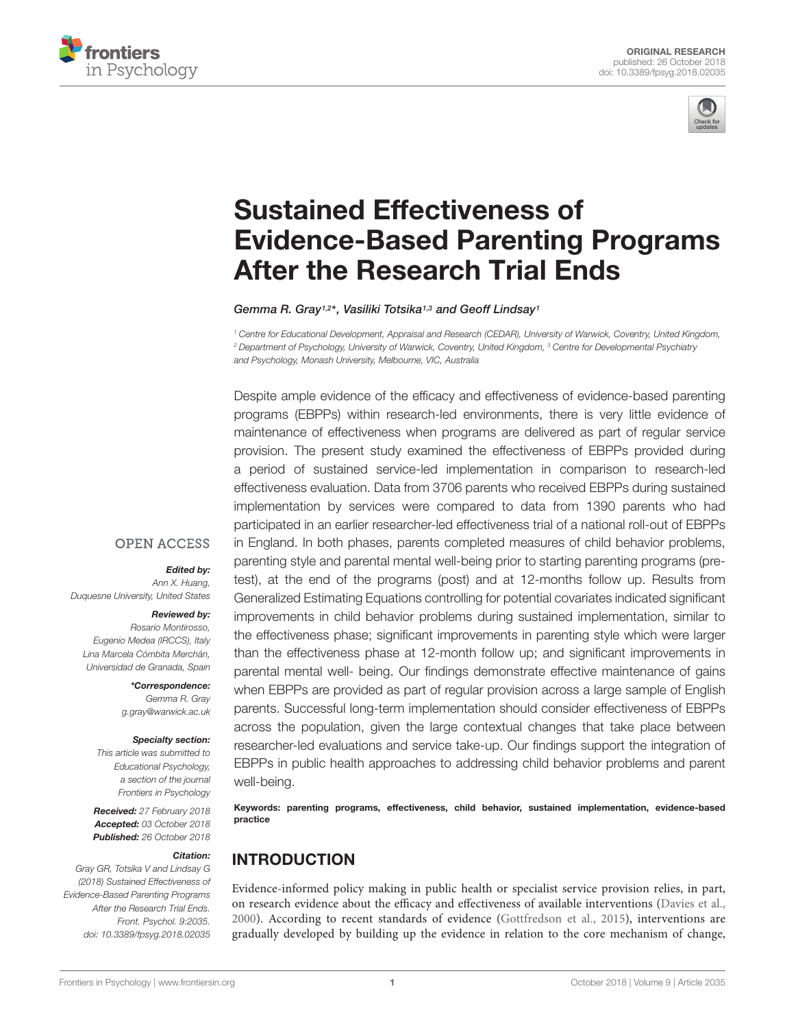ORIGINAL RESEARCH
published: 26 October 2018
doi: 10.3389/fpsyg.2018.02035

# Sustained Effectiveness of Evidence-Based Parenting Programs After the Research Trial Ends

*Gemma R. Gray[1,2]*, Vasiliki Totsika[1,3] and Geoff Lindsay[1]*

[1] Centre for Educational Development, Appraisal and Research (CEDAR), University of Warwick, Coventry, United Kingdom, [2] Department of Psychology, University of Warwick, Coventry, United Kingdom, [3] Centre for Developmental Psychiatry and Psychology, Monash University, Melbourne, VIC, Australia

OPEN ACCESS

***Edited by:***
*Ann X. Huang, Duquesne University, United States*

***Reviewed by:***
*Rosario Montirosso, Eugenio Medea (IRCCS), Italy*
*Lina Marcela Cómbita Merchán, Universidad de Granada, Spain*

***\*Correspondence:***
*Gemma R. Gray*
*g.gray@warwick.ac.uk*

***Specialty section:***
*This article was submitted to Educational Psychology, a section of the journal Frontiers in Psychology*

***Received:*** *27 February 2018*
***Accepted:*** *03 October 2018*
***Published:*** *26 October 2018*

***Citation:***
*Gray GR, Totsika V and Lindsay G (2018) Sustained Effectiveness of Evidence-Based Parenting Programs After the Research Trial Ends. Front. Psychol. 9:2035. doi: 10.3389/fpsyg.2018.02035*

Despite ample evidence of the efficacy and effectiveness of evidence-based parenting programs (EBPPs) within research-led environments, there is very little evidence of maintenance of effectiveness when programs are delivered as part of regular service provision. The present study examined the effectiveness of EBPPs provided during a period of sustained service-led implementation in comparison to research-led effectiveness evaluation. Data from 3706 parents who received EBPPs during sustained implementation by services were compared to data from 1390 parents who had participated in an earlier researcher-led effectiveness trial of a national roll-out of EBPPs in England. In both phases, parents completed measures of child behavior problems, parenting style and parental mental well-being prior to starting parenting programs (pre-test), at the end of the programs (post) and at 12-months follow up. Results from Generalized Estimating Equations controlling for potential covariates indicated significant improvements in child behavior problems during sustained implementation, similar to the effectiveness phase; significant improvements in parenting style which were larger than the effectiveness phase at 12-month follow up; and significant improvements in parental mental well- being. Our findings demonstrate effective maintenance of gains when EBPPs are provided as part of regular provision across a large sample of English parents. Successful long-term implementation should consider effectiveness of EBPPs across the population, given the large contextual changes that take place between researcher-led evaluations and service take-up. Our findings support the integration of EBPPs in public health approaches to addressing child behavior problems and parent well-being.

**Keywords: parenting programs, effectiveness, child behavior, sustained implementation, evidence-based practice**

## INTRODUCTION

Evidence-informed policy making in public health or specialist service provision relies, in part, on research evidence about the efficacy and effectiveness of available interventions (Davies et al., 2000). According to recent standards of evidence (Gottfredson et al., 2015), interventions are gradually developed by building up the evidence in relation to the core mechanism of change,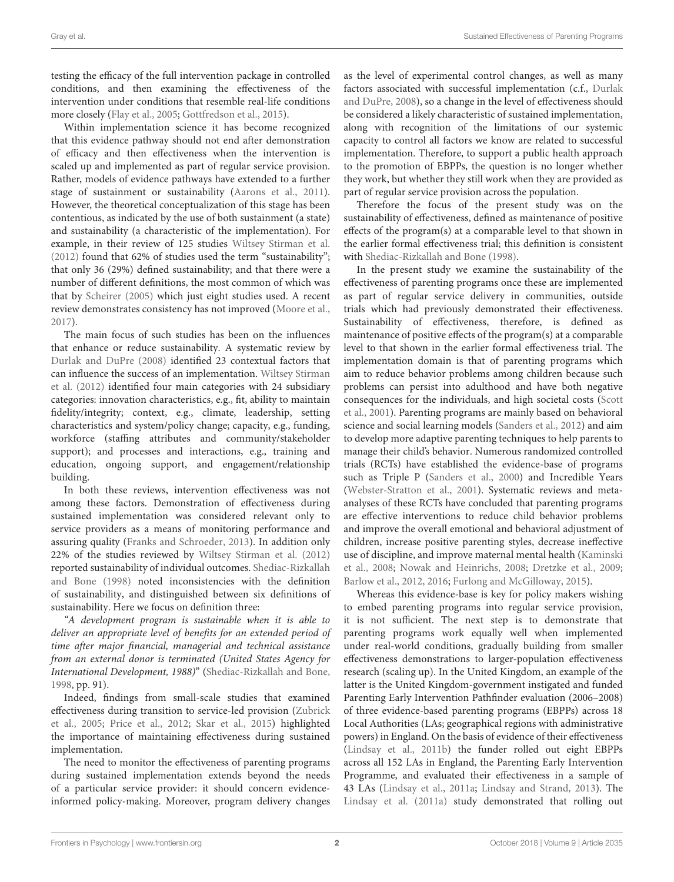testing the efficacy of the full intervention package in controlled conditions, and then examining the effectiveness of the intervention under conditions that resemble real-life conditions more closely (Flay et al., 2005; Gottfredson et al., 2015).

Within implementation science it has become recognized that this evidence pathway should not end after demonstration of efficacy and then effectiveness when the intervention is scaled up and implemented as part of regular service provision. Rather, models of evidence pathways have extended to a further stage of sustainment or sustainability (Aarons et al., 2011). However, the theoretical conceptualization of this stage has been contentious, as indicated by the use of both sustainment (a state) and sustainability (a characteristic of the implementation). For example, in their review of 125 studies Wiltsey Stirman et al. (2012) found that 62% of studies used the term "sustainability"; that only 36 (29%) defined sustainability; and that there were a number of different definitions, the most common of which was that by Scheirer (2005) which just eight studies used. A recent review demonstrates consistency has not improved (Moore et al., 2017).

The main focus of such studies has been on the influences that enhance or reduce sustainability. A systematic review by Durlak and DuPre (2008) identified 23 contextual factors that can influence the success of an implementation. Wiltsey Stirman et al. (2012) identified four main categories with 24 subsidiary categories: innovation characteristics, e.g., fit, ability to maintain fidelity/integrity; context, e.g., climate, leadership, setting characteristics and system/policy change; capacity, e.g., funding, workforce (staffing attributes and community/stakeholder support); and processes and interactions, e.g., training and education, ongoing support, and engagement/relationship building.

In both these reviews, intervention effectiveness was not among these factors. Demonstration of effectiveness during sustained implementation was considered relevant only to service providers as a means of monitoring performance and assuring quality (Franks and Schroeder, 2013). In addition only 22% of the studies reviewed by Wiltsey Stirman et al. (2012) reported sustainability of individual outcomes. Shediac-Rizkallah and Bone (1998) noted inconsistencies with the definition of sustainability, and distinguished between six definitions of sustainability. Here we focus on definition three:

*"A development program is sustainable when it is able to deliver an appropriate level of benefits for an extended period of time after major financial, managerial and technical assistance from an external donor is terminated (United States Agency for International Development, 1988)"* (Shediac-Rizkallah and Bone, 1998, pp. 91).

Indeed, findings from small-scale studies that examined effectiveness during transition to service-led provision (Zubrick et al., 2005; Price et al., 2012; Skar et al., 2015) highlighted the importance of maintaining effectiveness during sustained implementation.

The need to monitor the effectiveness of parenting programs during sustained implementation extends beyond the needs of a particular service provider: it should concern evidence-informed policy-making. Moreover, program delivery changes as the level of experimental control changes, as well as many factors associated with successful implementation (c.f., Durlak and DuPre, 2008), so a change in the level of effectiveness should be considered a likely characteristic of sustained implementation, along with recognition of the limitations of our systemic capacity to control all factors we know are related to successful implementation. Therefore, to support a public health approach to the promotion of EBPPs, the question is no longer whether they work, but whether they still work when they are provided as part of regular service provision across the population.

Therefore the focus of the present study was on the sustainability of effectiveness, defined as maintenance of positive effects of the program(s) at a comparable level to that shown in the earlier formal effectiveness trial; this definition is consistent with Shediac-Rizkallah and Bone (1998).

In the present study we examine the sustainability of the effectiveness of parenting programs once these are implemented as part of regular service delivery in communities, outside trials which had previously demonstrated their effectiveness. Sustainability of effectiveness, therefore, is defined as maintenance of positive effects of the program(s) at a comparable level to that shown in the earlier formal effectiveness trial. The implementation domain is that of parenting programs which aim to reduce behavior problems among children because such problems can persist into adulthood and have both negative consequences for the individuals, and high societal costs (Scott et al., 2001). Parenting programs are mainly based on behavioral science and social learning models (Sanders et al., 2012) and aim to develop more adaptive parenting techniques to help parents to manage their child's behavior. Numerous randomized controlled trials (RCTs) have established the evidence-base of programs such as Triple P (Sanders et al., 2000) and Incredible Years (Webster-Stratton et al., 2001). Systematic reviews and meta-analyses of these RCTs have concluded that parenting programs are effective interventions to reduce child behavior problems and improve the overall emotional and behavioral adjustment of children, increase positive parenting styles, decrease ineffective use of discipline, and improve maternal mental health (Kaminski et al., 2008; Nowak and Heinrichs, 2008; Dretzke et al., 2009; Barlow et al., 2012, 2016; Furlong and McGilloway, 2015).

Whereas this evidence-base is key for policy makers wishing to embed parenting programs into regular service provision, it is not sufficient. The next step is to demonstrate that parenting programs work equally well when implemented under real-world conditions, gradually building from smaller effectiveness demonstrations to larger-population effectiveness research (scaling up). In the United Kingdom, an example of the latter is the United Kingdom-government instigated and funded Parenting Early Intervention Pathfinder evaluation (2006–2008) of three evidence-based parenting programs (EBPPs) across 18 Local Authorities (LAs; geographical regions with administrative powers) in England. On the basis of evidence of their effectiveness (Lindsay et al., 2011b) the funder rolled out eight EBPPs across all 152 LAs in England, the Parenting Early Intervention Programme, and evaluated their effectiveness in a sample of 43 LAs (Lindsay et al., 2011a; Lindsay and Strand, 2013). The Lindsay et al. (2011a) study demonstrated that rolling out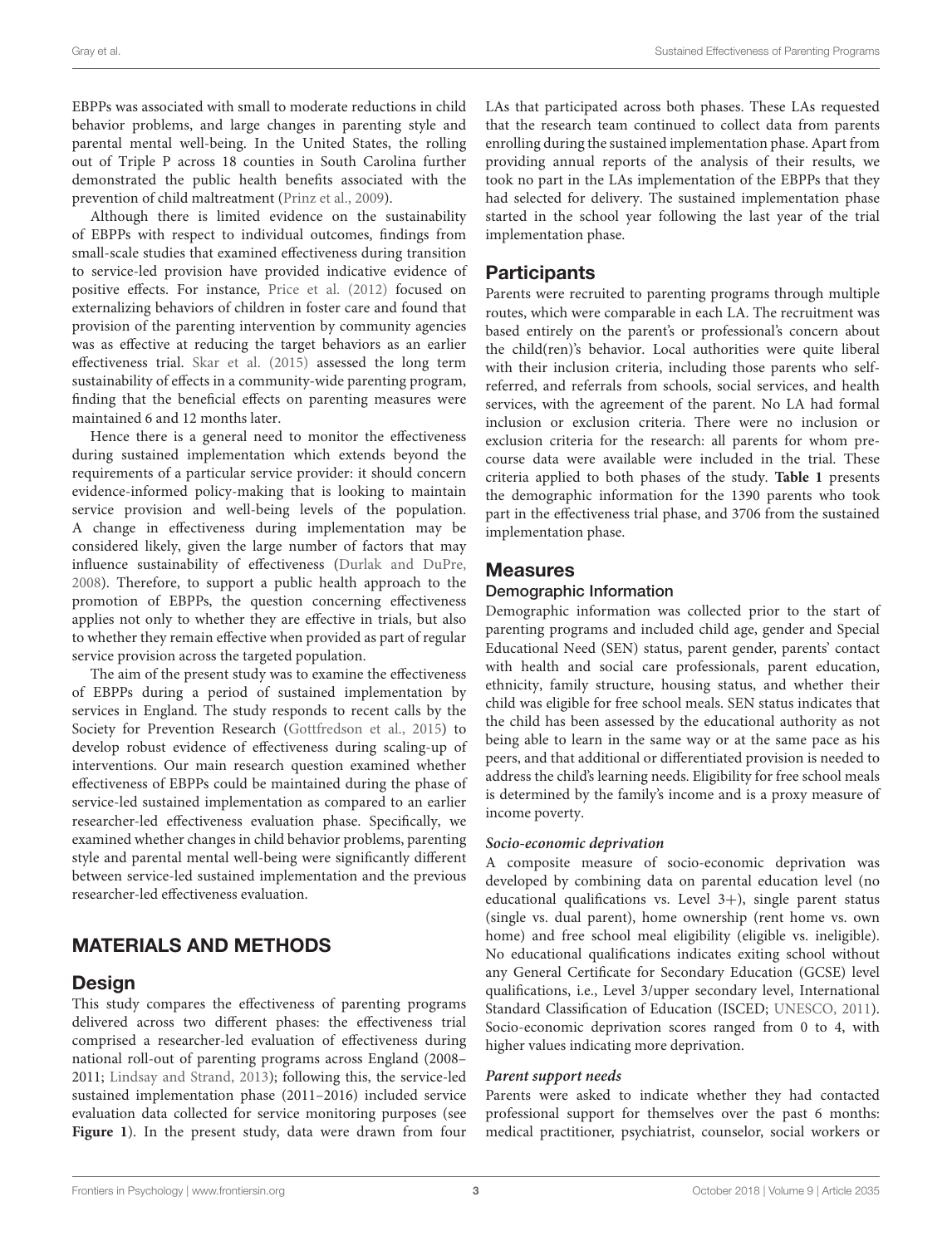EBPPs was associated with small to moderate reductions in child behavior problems, and large changes in parenting style and parental mental well-being. In the United States, the rolling out of Triple P across 18 counties in South Carolina further demonstrated the public health benefits associated with the prevention of child maltreatment (Prinz et al., 2009).

Although there is limited evidence on the sustainability of EBPPs with respect to individual outcomes, findings from small-scale studies that examined effectiveness during transition to service-led provision have provided indicative evidence of positive effects. For instance, Price et al. (2012) focused on externalizing behaviors of children in foster care and found that provision of the parenting intervention by community agencies was as effective at reducing the target behaviors as an earlier effectiveness trial. Skar et al. (2015) assessed the long term sustainability of effects in a community-wide parenting program, finding that the beneficial effects on parenting measures were maintained 6 and 12 months later.

Hence there is a general need to monitor the effectiveness during sustained implementation which extends beyond the requirements of a particular service provider: it should concern evidence-informed policy-making that is looking to maintain service provision and well-being levels of the population. A change in effectiveness during implementation may be considered likely, given the large number of factors that may influence sustainability of effectiveness (Durlak and DuPre, 2008). Therefore, to support a public health approach to the promotion of EBPPs, the question concerning effectiveness applies not only to whether they are effective in trials, but also to whether they remain effective when provided as part of regular service provision across the targeted population.

The aim of the present study was to examine the effectiveness of EBPPs during a period of sustained implementation by services in England. The study responds to recent calls by the Society for Prevention Research (Gottfredson et al., 2015) to develop robust evidence of effectiveness during scaling-up of interventions. Our main research question examined whether effectiveness of EBPPs could be maintained during the phase of service-led sustained implementation as compared to an earlier researcher-led effectiveness evaluation phase. Specifically, we examined whether changes in child behavior problems, parenting style and parental mental well-being were significantly different between service-led sustained implementation and the previous researcher-led effectiveness evaluation.

## MATERIALS AND METHODS

### Design

This study compares the effectiveness of parenting programs delivered across two different phases: the effectiveness trial comprised a researcher-led evaluation of effectiveness during national roll-out of parenting programs across England (2008–2011; Lindsay and Strand, 2013); following this, the service-led sustained implementation phase (2011–2016) included service evaluation data collected for service monitoring purposes (see **Figure 1**). In the present study, data were drawn from four LAs that participated across both phases. These LAs requested that the research team continued to collect data from parents enrolling during the sustained implementation phase. Apart from providing annual reports of the analysis of their results, we took no part in the LAs implementation of the EBPPs that they had selected for delivery. The sustained implementation phase started in the school year following the last year of the trial implementation phase.

### Participants

Parents were recruited to parenting programs through multiple routes, which were comparable in each LA. The recruitment was based entirely on the parent's or professional's concern about the child(ren)'s behavior. Local authorities were quite liberal with their inclusion criteria, including those parents who self-referred, and referrals from schools, social services, and health services, with the agreement of the parent. No LA had formal inclusion or exclusion criteria. There were no inclusion or exclusion criteria for the research: all parents for whom pre-course data were available were included in the trial. These criteria applied to both phases of the study. **Table 1** presents the demographic information for the 1390 parents who took part in the effectiveness trial phase, and 3706 from the sustained implementation phase.

### Measures

#### Demographic Information

Demographic information was collected prior to the start of parenting programs and included child age, gender and Special Educational Need (SEN) status, parent gender, parents' contact with health and social care professionals, parent education, ethnicity, family structure, housing status, and whether their child was eligible for free school meals. SEN status indicates that the child has been assessed by the educational authority as not being able to learn in the same way or at the same pace as his peers, and that additional or differentiated provision is needed to address the child's learning needs. Eligibility for free school meals is determined by the family's income and is a proxy measure of income poverty.

##### *Socio-economic deprivation*

A composite measure of socio-economic deprivation was developed by combining data on parental education level (no educational qualifications vs. Level 3+), single parent status (single vs. dual parent), home ownership (rent home vs. own home) and free school meal eligibility (eligible vs. ineligible). No educational qualifications indicates exiting school without any General Certificate for Secondary Education (GCSE) level qualifications, i.e., Level 3/upper secondary level, International Standard Classification of Education (ISCED; UNESCO, 2011). Socio-economic deprivation scores ranged from 0 to 4, with higher values indicating more deprivation.

##### *Parent support needs*

Parents were asked to indicate whether they had contacted professional support for themselves over the past 6 months: medical practitioner, psychiatrist, counselor, social workers or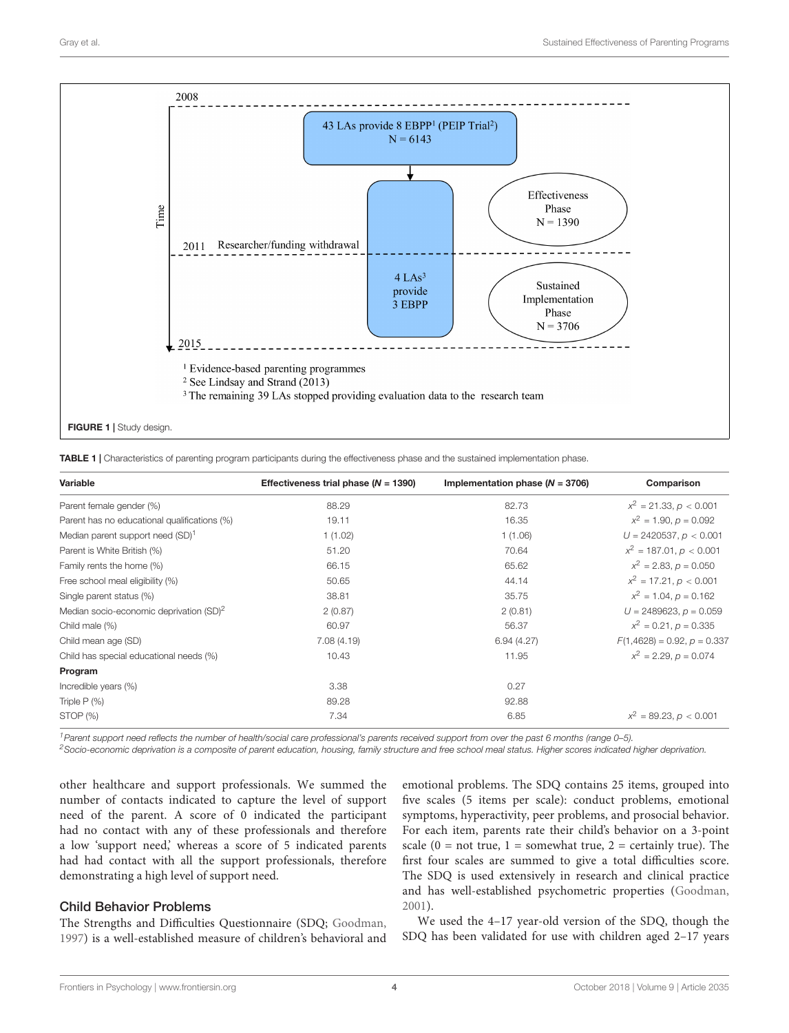FIGURE 1 | Study design.

TABLE 1 | Characteristics of parenting program participants during the effectiveness phase and the sustained implementation phase.

| Variable | Effectiveness trial phase (*N* = 1390) | Implementation phase (*N* = 3706) | Comparison |
|---|---|---|---|
| Parent female gender (%) | 88.29 | 82.73 | $x^2 = 21.33, p < 0.001$ |
| Parent has no educational qualifications (%) | 19.11 | 16.35 | $x^2 = 1.90, p = 0.092$ |
| Median parent support need (SD)[1] | 1 (1.02) | 1 (1.06) | $U = 2420537, p < 0.001$ |
| Parent is White British (%) | 51.20 | 70.64 | $x^2 = 187.01, p < 0.001$ |
| Family rents the home (%) | 66.15 | 65.62 | $x^2 = 2.83, p = 0.050$ |
| Free school meal eligibility (%) | 50.65 | 44.14 | $x^2 = 17.21, p < 0.001$ |
| Single parent status (%) | 38.81 | 35.75 | $x^2 = 1.04, p = 0.162$ |
| Median socio-economic deprivation (SD)[2] | 2 (0.87) | 2 (0.81) | $U = 2489623, p = 0.059$ |
| Child male (%) | 60.97 | 56.37 | $x^2 = 0.21, p = 0.335$ |
| Child mean age (SD) | 7.08 (4.19) | 6.94 (4.27) | $F(1,4628) = 0.92, p = 0.337$ |
| Child has special educational needs (%) | 10.43 | 11.95 | $x^2 = 2.29, p = 0.074$ |
| **Program** | | | |
| Incredible years (%) | 3.38 | 0.27 | |
| Triple P (%) | 89.28 | 92.88 | |
| STOP (%) | 7.34 | 6.85 | $x^2 = 89.23, p < 0.001$ |

*[1]Parent support need reflects the number of health/social care professional's parents received support from over the past 6 months (range 0–5).*
*[2]Socio-economic deprivation is a composite of parent education, housing, family structure and free school meal status. Higher scores indicated higher deprivation.*

other healthcare and support professionals. We summed the number of contacts indicated to capture the level of support need of the parent. A score of 0 indicated the participant had no contact with any of these professionals and therefore a low 'support need,' whereas a score of 5 indicated parents had had contact with all the support professionals, therefore demonstrating a high level of support need.

### Child Behavior Problems

The Strengths and Difficulties Questionnaire (SDQ; Goodman, 1997) is a well-established measure of children's behavioral and emotional problems. The SDQ contains 25 items, grouped into five scales (5 items per scale): conduct problems, emotional symptoms, hyperactivity, peer problems, and prosocial behavior. For each item, parents rate their child's behavior on a 3-point scale (0 = not true, 1 = somewhat true, 2 = certainly true). The first four scales are summed to give a total difficulties score. The SDQ is used extensively in research and clinical practice and has well-established psychometric properties (Goodman, 2001).

We used the 4–17 year-old version of the SDQ, though the SDQ has been validated for use with children aged 2–17 years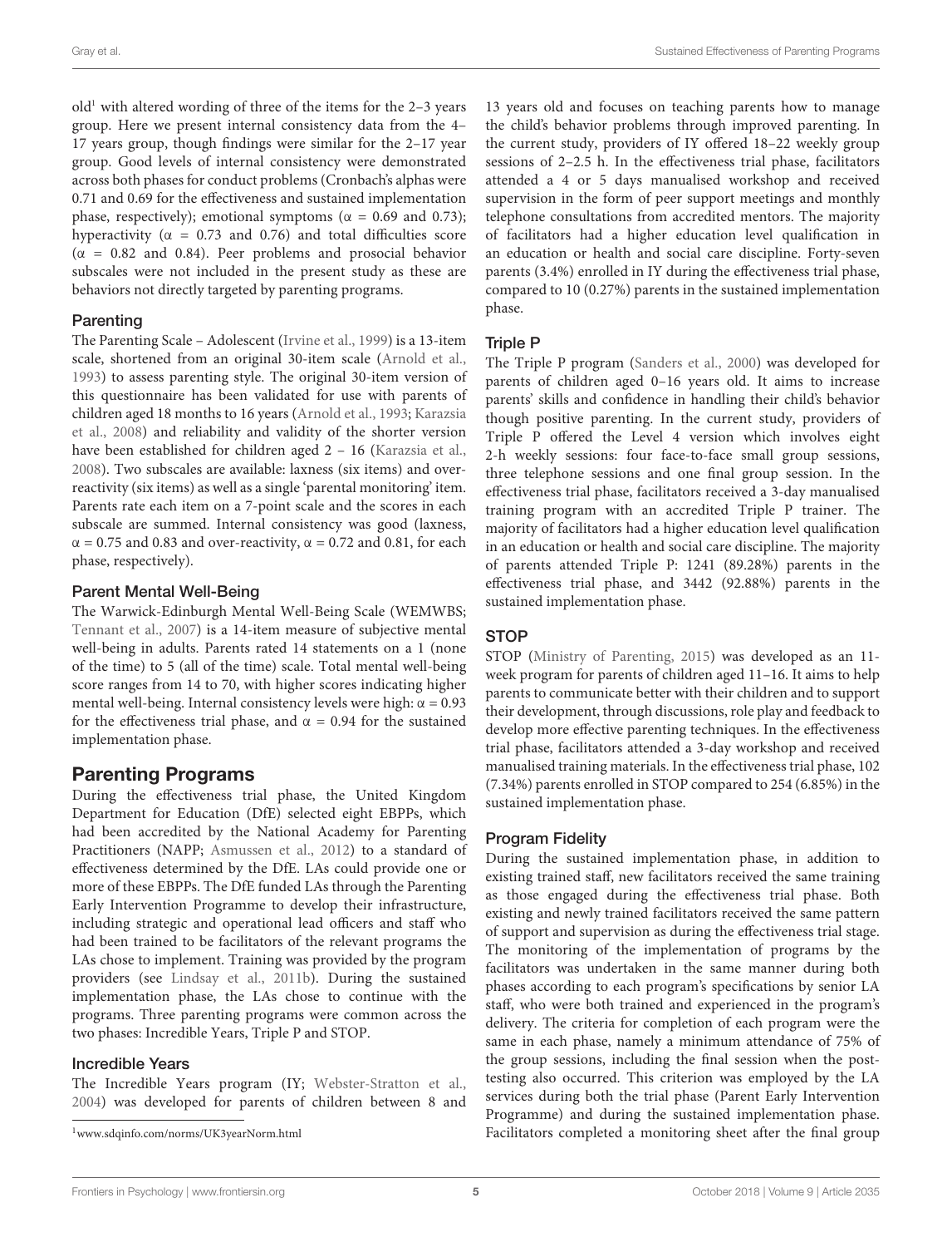old[1] with altered wording of three of the items for the 2–3 years group. Here we present internal consistency data from the 4–17 years group, though findings were similar for the 2–17 year group. Good levels of internal consistency were demonstrated across both phases for conduct problems (Cronbach's alphas were 0.71 and 0.69 for the effectiveness and sustained implementation phase, respectively); emotional symptoms ($\alpha$ = 0.69 and 0.73); hyperactivity ($\alpha$ = 0.73 and 0.76) and total difficulties score ($\alpha$ = 0.82 and 0.84). Peer problems and prosocial behavior subscales were not included in the present study as these are behaviors not directly targeted by parenting programs.

### Parenting

The Parenting Scale – Adolescent (Irvine et al., 1999) is a 13-item scale, shortened from an original 30-item scale (Arnold et al., 1993) to assess parenting style. The original 30-item version of this questionnaire has been validated for use with parents of children aged 18 months to 16 years (Arnold et al., 1993; Karazsia et al., 2008) and reliability and validity of the shorter version have been established for children aged 2 – 16 (Karazsia et al., 2008). Two subscales are available: laxness (six items) and over-reactivity (six items) as well as a single 'parental monitoring' item. Parents rate each item on a 7-point scale and the scores in each subscale are summed. Internal consistency was good (laxness, $\alpha$ = 0.75 and 0.83 and over-reactivity, $\alpha$ = 0.72 and 0.81, for each phase, respectively).

### Parent Mental Well-Being

The Warwick-Edinburgh Mental Well-Being Scale (WEMWBS; Tennant et al., 2007) is a 14-item measure of subjective mental well-being in adults. Parents rated 14 statements on a 1 (none of the time) to 5 (all of the time) scale. Total mental well-being score ranges from 14 to 70, with higher scores indicating higher mental well-being. Internal consistency levels were high: $\alpha$ = 0.93 for the effectiveness trial phase, and $\alpha$ = 0.94 for the sustained implementation phase.

## Parenting Programs

During the effectiveness trial phase, the United Kingdom Department for Education (DfE) selected eight EBPPs, which had been accredited by the National Academy for Parenting Practitioners (NAPP; Asmussen et al., 2012) to a standard of effectiveness determined by the DfE. LAs could provide one or more of these EBPPs. The DfE funded LAs through the Parenting Early Intervention Programme to develop their infrastructure, including strategic and operational lead officers and staff who had been trained to be facilitators of the relevant programs the LAs chose to implement. Training was provided by the program providers (see Lindsay et al., 2011b). During the sustained implementation phase, the LAs chose to continue with the programs. Three parenting programs were common across the two phases: Incredible Years, Triple P and STOP.

### Incredible Years

The Incredible Years program (IY; Webster-Stratton et al., 2004) was developed for parents of children between 8 and 13 years old and focuses on teaching parents how to manage the child's behavior problems through improved parenting. In the current study, providers of IY offered 18–22 weekly group sessions of 2–2.5 h. In the effectiveness trial phase, facilitators attended a 4 or 5 days manualised workshop and received supervision in the form of peer support meetings and monthly telephone consultations from accredited mentors. The majority of facilitators had a higher education level qualification in an education or health and social care discipline. Forty-seven parents (3.4%) enrolled in IY during the effectiveness trial phase, compared to 10 (0.27%) parents in the sustained implementation phase.

### Triple P

The Triple P program (Sanders et al., 2000) was developed for parents of children aged 0–16 years old. It aims to increase parents' skills and confidence in handling their child's behavior though positive parenting. In the current study, providers of Triple P offered the Level 4 version which involves eight 2-h weekly sessions: four face-to-face small group sessions, three telephone sessions and one final group session. In the effectiveness trial phase, facilitators received a 3-day manualised training program with an accredited Triple P trainer. The majority of facilitators had a higher education level qualification in an education or health and social care discipline. The majority of parents attended Triple P: 1241 (89.28%) parents in the effectiveness trial phase, and 3442 (92.88%) parents in the sustained implementation phase.

### STOP

STOP (Ministry of Parenting, 2015) was developed as an 11-week program for parents of children aged 11–16. It aims to help parents to communicate better with their children and to support their development, through discussions, role play and feedback to develop more effective parenting techniques. In the effectiveness trial phase, facilitators attended a 3-day workshop and received manualised training materials. In the effectiveness trial phase, 102 (7.34%) parents enrolled in STOP compared to 254 (6.85%) in the sustained implementation phase.

### Program Fidelity

During the sustained implementation phase, in addition to existing trained staff, new facilitators received the same training as those engaged during the effectiveness trial phase. Both existing and newly trained facilitators received the same pattern of support and supervision as during the effectiveness trial stage. The monitoring of the implementation of programs by the facilitators was undertaken in the same manner during both phases according to each program's specifications by senior LA staff, who were both trained and experienced in the program's delivery. The criteria for completion of each program were the same in each phase, namely a minimum attendance of 75% of the group sessions, including the final session when the post-testing also occurred. This criterion was employed by the LA services during both the trial phase (Parent Early Intervention Programme) and during the sustained implementation phase. Facilitators completed a monitoring sheet after the final group

[1] www.sdqinfo.com/norms/UK3yearNorm.html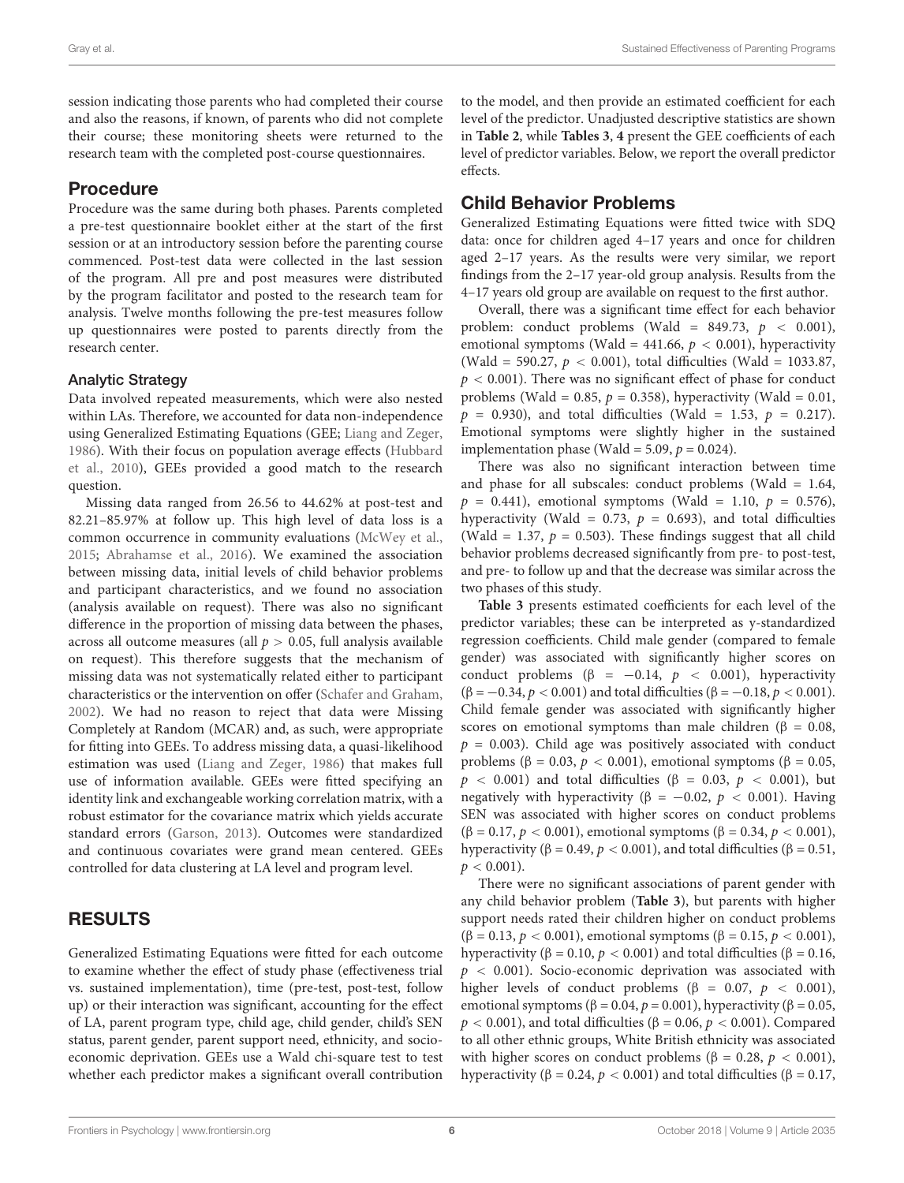session indicating those parents who had completed their course and also the reasons, if known, of parents who did not complete their course; these monitoring sheets were returned to the research team with the completed post-course questionnaires.

## Procedure

Procedure was the same during both phases. Parents completed a pre-test questionnaire booklet either at the start of the first session or at an introductory session before the parenting course commenced. Post-test data were collected in the last session of the program. All pre and post measures were distributed by the program facilitator and posted to the research team for analysis. Twelve months following the pre-test measures follow up questionnaires were posted to parents directly from the research center.

### Analytic Strategy

Data involved repeated measurements, which were also nested within LAs. Therefore, we accounted for data non-independence using Generalized Estimating Equations (GEE; Liang and Zeger, 1986). With their focus on population average effects (Hubbard et al., 2010), GEEs provided a good match to the research question.

Missing data ranged from 26.56 to 44.62% at post-test and 82.21–85.97% at follow up. This high level of data loss is a common occurrence in community evaluations (McWey et al., 2015; Abrahamse et al., 2016). We examined the association between missing data, initial levels of child behavior problems and participant characteristics, and we found no association (analysis available on request). There was also no significant difference in the proportion of missing data between the phases, across all outcome measures (all $p > 0.05$, full analysis available on request). This therefore suggests that the mechanism of missing data was not systematically related either to participant characteristics or the intervention on offer (Schafer and Graham, 2002). We had no reason to reject that data were Missing Completely at Random (MCAR) and, as such, were appropriate for fitting into GEEs. To address missing data, a quasi-likelihood estimation was used (Liang and Zeger, 1986) that makes full use of information available. GEEs were fitted specifying an identity link and exchangeable working correlation matrix, with a robust estimator for the covariance matrix which yields accurate standard errors (Garson, 2013). Outcomes were standardized and continuous covariates were grand mean centered. GEEs controlled for data clustering at LA level and program level.

# RESULTS

Generalized Estimating Equations were fitted for each outcome to examine whether the effect of study phase (effectiveness trial vs. sustained implementation), time (pre-test, post-test, follow up) or their interaction was significant, accounting for the effect of LA, parent program type, child age, child gender, child's SEN status, parent gender, parent support need, ethnicity, and socio-economic deprivation. GEEs use a Wald chi-square test to test whether each predictor makes a significant overall contribution to the model, and then provide an estimated coefficient for each level of the predictor. Unadjusted descriptive statistics are shown in **Table 2**, while **Tables 3**, **4** present the GEE coefficients of each level of predictor variables. Below, we report the overall predictor effects.

## Child Behavior Problems

Generalized Estimating Equations were fitted twice with SDQ data: once for children aged 4–17 years and once for children aged 2–17 years. As the results were very similar, we report findings from the 2–17 year-old group analysis. Results from the 4–17 years old group are available on request to the first author.

Overall, there was a significant time effect for each behavior problem: conduct problems (Wald = 849.73, $p < 0.001$), emotional symptoms (Wald = 441.66, $p < 0.001$), hyperactivity (Wald = 590.27, $p < 0.001$), total difficulties (Wald = 1033.87, $p < 0.001$). There was no significant effect of phase for conduct problems (Wald = 0.85, $p = 0.358$), hyperactivity (Wald = 0.01, $p = 0.930$), and total difficulties (Wald = 1.53, $p = 0.217$). Emotional symptoms were slightly higher in the sustained implementation phase (Wald = 5.09, $p = 0.024$).

There was also no significant interaction between time and phase for all subscales: conduct problems (Wald = 1.64, $p = 0.441$), emotional symptoms (Wald = 1.10, $p = 0.576$), hyperactivity (Wald = 0.73, $p = 0.693$), and total difficulties (Wald = 1.37, $p = 0.503$). These findings suggest that all child behavior problems decreased significantly from pre- to post-test, and pre- to follow up and that the decrease was similar across the two phases of this study.

**Table 3** presents estimated coefficients for each level of the predictor variables; these can be interpreted as y-standardized regression coefficients. Child male gender (compared to female gender) was associated with significantly higher scores on conduct problems ($\beta = -0.14$, $p < 0.001$), hyperactivity ($\beta = -0.34$, $p < 0.001$) and total difficulties ($\beta = -0.18$, $p < 0.001$). Child female gender was associated with significantly higher scores on emotional symptoms than male children ($\beta = 0.08$, $p = 0.003$). Child age was positively associated with conduct problems ($\beta = 0.03$, $p < 0.001$), emotional symptoms ($\beta = 0.05$, $p < 0.001$) and total difficulties ($\beta = 0.03$, $p < 0.001$), but negatively with hyperactivity ($\beta = -0.02$, $p < 0.001$). Having SEN was associated with higher scores on conduct problems ($\beta = 0.17$, $p < 0.001$), emotional symptoms ($\beta = 0.34$, $p < 0.001$), hyperactivity ($\beta = 0.49$, $p < 0.001$), and total difficulties ($\beta = 0.51$, $p < 0.001$).

There were no significant associations of parent gender with any child behavior problem (**Table 3**), but parents with higher support needs rated their children higher on conduct problems ($\beta = 0.13$, $p < 0.001$), emotional symptoms ($\beta = 0.15$, $p < 0.001$), hyperactivity ($\beta = 0.10$, $p < 0.001$) and total difficulties ($\beta = 0.16$, $p < 0.001$). Socio-economic deprivation was associated with higher levels of conduct problems ($\beta = 0.07$, $p < 0.001$), emotional symptoms ($\beta = 0.04$, $p = 0.001$), hyperactivity ($\beta = 0.05$, $p < 0.001$), and total difficulties ($\beta = 0.06$, $p < 0.001$). Compared to all other ethnic groups, White British ethnicity was associated with higher scores on conduct problems ($\beta = 0.28$, $p < 0.001$), hyperactivity ($\beta = 0.24$, $p < 0.001$) and total difficulties ($\beta = 0.17$,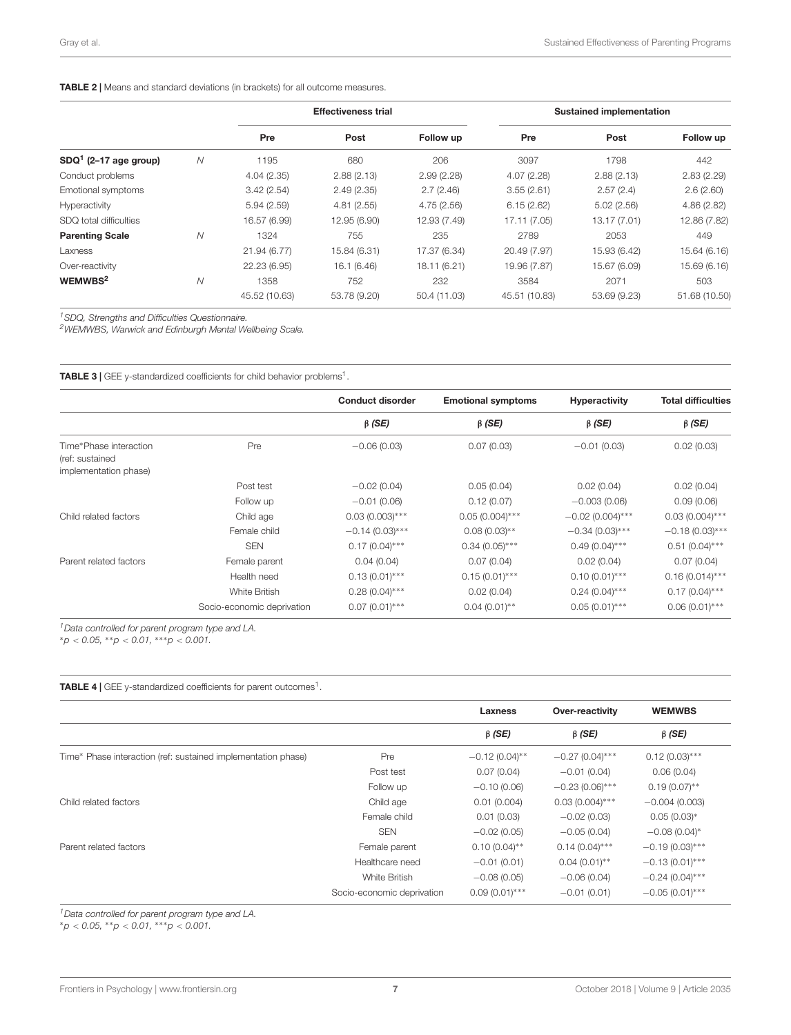**TABLE 2 |** Means and standard deviations (in brackets) for all outcome measures.

| | | Effectiveness trial | | | Sustained implementation | | |
|---|---|---|---|---|---|---|---|
| | | **Pre** | **Post** | **Follow up** | **Pre** | **Post** | **Follow up** |
| **SDQ[1] (2–17 age group)** | *N* | 1195 | 680 | 206 | 3097 | 1798 | 442 |
| Conduct problems | | 4.04 (2.35) | 2.88 (2.13) | 2.99 (2.28) | 4.07 (2.28) | 2.88 (2.13) | 2.83 (2.29) |
| Emotional symptoms | | 3.42 (2.54) | 2.49 (2.35) | 2.7 (2.46) | 3.55 (2.61) | 2.57 (2.4) | 2.6 (2.60) |
| Hyperactivity | | 5.94 (2.59) | 4.81 (2.55) | 4.75 (2.56) | 6.15 (2.62) | 5.02 (2.56) | 4.86 (2.82) |
| SDQ total difficulties | | 16.57 (6.99) | 12.95 (6.90) | 12.93 (7.49) | 17.11 (7.05) | 13.17 (7.01) | 12.86 (7.82) |
| **Parenting Scale** | *N* | 1324 | 755 | 235 | 2789 | 2053 | 449 |
| Laxness | | 21.94 (6.77) | 15.84 (6.31) | 17.37 (6.34) | 20.49 (7.97) | 15.93 (6.42) | 15.64 (6.16) |
| Over-reactivity | | 22.23 (6.95) | 16.1 (6.46) | 18.11 (6.21) | 19.96 (7.87) | 15.67 (6.09) | 15.69 (6.16) |
| **WEMWBS[2]** | *N* | 1358 | 752 | 232 | 3584 | 2071 | 503 |
| | | 45.52 (10.63) | 53.78 (9.20) | 50.4 (11.03) | 45.51 (10.83) | 53.69 (9.23) | 51.68 (10.50) |

[1]*SDQ, Strengths and Difficulties Questionnaire.*
[2]*WEMWBS, Warwick and Edinburgh Mental Wellbeing Scale.*

**TABLE 3 |** GEE y-standardized coefficients for child behavior problems[1].

| | | Conduct disorder | Emotional symptoms | Hyperactivity | Total difficulties |
|---|---|---|---|---|---|
| | | **β *(SE)*** | **β *(SE)*** | **β *(SE)*** | **β *(SE)*** |
| Time*Phase interaction (ref: sustained implementation phase) | Pre | −0.06 (0.03) | 0.07 (0.03) | −0.01 (0.03) | 0.02 (0.03) |
| | Post test | −0.02 (0.04) | 0.05 (0.04) | 0.02 (0.04) | 0.02 (0.04) |
| | Follow up | −0.01 (0.06) | 0.12 (0.07) | −0.003 (0.06) | 0.09 (0.06) |
| Child related factors | Child age | 0.03 (0.003)*** | 0.05 (0.004)*** | −0.02 (0.004)*** | 0.03 (0.004)*** |
| | Female child | −0.14 (0.03)*** | 0.08 (0.03)** | −0.34 (0.03)*** | −0.18 (0.03)*** |
| | SEN | 0.17 (0.04)*** | 0.34 (0.05)*** | 0.49 (0.04)*** | 0.51 (0.04)*** |
| Parent related factors | Female parent | 0.04 (0.04) | 0.07 (0.04) | 0.02 (0.04) | 0.07 (0.04) |
| | Health need | 0.13 (0.01)*** | 0.15 (0.01)*** | 0.10 (0.01)*** | 0.16 (0.014)*** |
| | White British | 0.28 (0.04)*** | 0.02 (0.04) | 0.24 (0.04)*** | 0.17 (0.04)*** |
| | Socio-economic deprivation | 0.07 (0.01)*** | 0.04 (0.01)** | 0.05 (0.01)*** | 0.06 (0.01)*** |

[1]*Data controlled for parent program type and LA.*
**p < 0.05, **p < 0.01, ***p < 0.001.*

**TABLE 4 |** GEE y-standardized coefficients for parent outcomes[1].

| | | Laxness | Over-reactivity | WEMWBS |
|---|---|---|---|---|
| | | **β *(SE)*** | **β *(SE)*** | **β *(SE)*** |
| Time* Phase interaction (ref: sustained implementation phase) | Pre | −0.12 (0.04)** | −0.27 (0.04)*** | 0.12 (0.03)*** |
| | Post test | 0.07 (0.04) | −0.01 (0.04) | 0.06 (0.04) |
| | Follow up | −0.10 (0.06) | −0.23 (0.06)*** | 0.19 (0.07)** |
| Child related factors | Child age | 0.01 (0.004) | 0.03 (0.004)*** | −0.004 (0.003) |
| | Female child | 0.01 (0.03) | −0.02 (0.03) | 0.05 (0.03)* |
| | SEN | −0.02 (0.05) | −0.05 (0.04) | −0.08 (0.04)* |
| Parent related factors | Female parent | 0.10 (0.04)** | 0.14 (0.04)*** | −0.19 (0.03)*** |
| | Healthcare need | −0.01 (0.01) | 0.04 (0.01)** | −0.13 (0.01)*** |
| | White British | −0.08 (0.05) | −0.06 (0.04) | −0.24 (0.04)*** |
| | Socio-economic deprivation | 0.09 (0.01)*** | −0.01 (0.01) | −0.05 (0.01)*** |

[1]*Data controlled for parent program type and LA.*
**p < 0.05, **p < 0.01, ***p < 0.001.*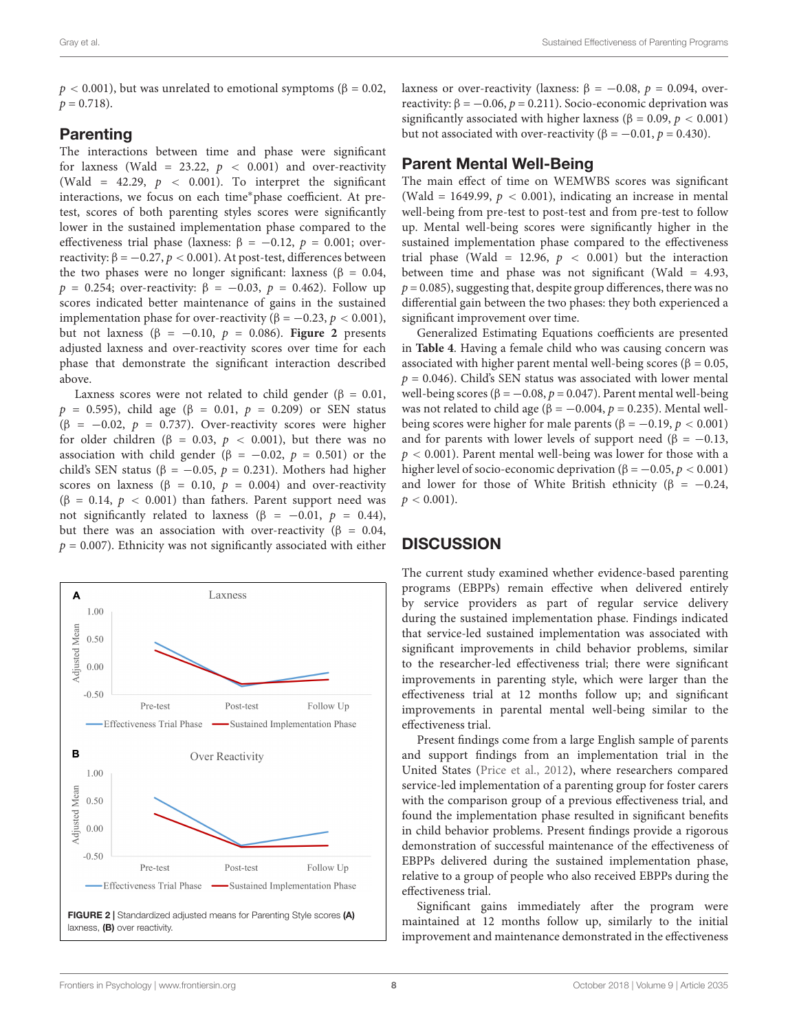$p < 0.001$), but was unrelated to emotional symptoms (β = 0.02, $p = 0.718$).

## Parenting

The interactions between time and phase were significant for laxness (Wald = 23.22, $p < 0.001$) and over-reactivity (Wald = 42.29, $p < 0.001$). To interpret the significant interactions, we focus on each time*phase coefficient. At pre-test, scores of both parenting styles scores were significantly lower in the sustained implementation phase compared to the effectiveness trial phase (laxness: β = −0.12, $p = 0.001$; over-reactivity: β = −0.27, $p < 0.001$). At post-test, differences between the two phases were no longer significant: laxness (β = 0.04, $p = 0.254$; over-reactivity: β = −0.03, $p = 0.462$). Follow up scores indicated better maintenance of gains in the sustained implementation phase for over-reactivity (β = −0.23, $p < 0.001$), but not laxness (β = −0.10, $p = 0.086$). **Figure 2** presents adjusted laxness and over-reactivity scores over time for each phase that demonstrate the significant interaction described above.

Laxness scores were not related to child gender (β = 0.01, $p = 0.595$), child age (β = 0.01, $p = 0.209$) or SEN status (β = −0.02, $p = 0.737$). Over-reactivity scores were higher for older children (β = 0.03, $p < 0.001$), but there was no association with child gender (β = −0.02, $p = 0.501$) or the child's SEN status (β = −0.05, $p = 0.231$). Mothers had higher scores on laxness (β = 0.10, $p = 0.004$) and over-reactivity (β = 0.14, $p < 0.001$) than fathers. Parent support need was not significantly related to laxness (β = −0.01, $p = 0.44$), but there was an association with over-reactivity (β = 0.04, $p = 0.007$). Ethnicity was not significantly associated with either laxness or over-reactivity (laxness: β = −0.08, $p = 0.094$, over-reactivity: β = −0.06, $p = 0.211$). Socio-economic deprivation was significantly associated with higher laxness (β = 0.09, $p < 0.001$) but not associated with over-reactivity (β = −0.01, $p = 0.430$).

**FIGURE 2** | Standardized adjusted means for Parenting Style scores **(A)** laxness, **(B)** over reactivity.

## Parent Mental Well-Being

The main effect of time on WEMWBS scores was significant (Wald = 1649.99, $p < 0.001$), indicating an increase in mental well-being from pre-test to post-test and from pre-test to follow up. Mental well-being scores were significantly higher in the sustained implementation phase compared to the effectiveness trial phase (Wald = 12.96, $p < 0.001$) but the interaction between time and phase was not significant (Wald = 4.93, $p = 0.085$), suggesting that, despite group differences, there was no differential gain between the two phases: they both experienced a significant improvement over time.

Generalized Estimating Equations coefficients are presented in **Table 4**. Having a female child who was causing concern was associated with higher parent mental well-being scores (β = 0.05, $p = 0.046$). Child's SEN status was associated with lower mental well-being scores (β = −0.08, $p = 0.047$). Parent mental well-being was not related to child age (β = −0.004, $p = 0.235$). Mental well-being scores were higher for male parents (β = −0.19, $p < 0.001$) and for parents with lower levels of support need (β = −0.13, $p < 0.001$). Parent mental well-being was lower for those with a higher level of socio-economic deprivation (β = −0.05, $p < 0.001$) and lower for those of White British ethnicity (β = −0.24, $p < 0.001$).

## DISCUSSION

The current study examined whether evidence-based parenting programs (EBPPs) remain effective when delivered entirely by service providers as part of regular service delivery during the sustained implementation phase. Findings indicated that service-led sustained implementation was associated with significant improvements in child behavior problems, similar to the researcher-led effectiveness trial; there were significant improvements in parenting style, which were larger than the effectiveness trial at 12 months follow up; and significant improvements in parental mental well-being similar to the effectiveness trial.

Present findings come from a large English sample of parents and support findings from an implementation trial in the United States (Price et al., 2012), where researchers compared service-led implementation of a parenting group for foster carers with the comparison group of a previous effectiveness trial, and found the implementation phase resulted in significant benefits in child behavior problems. Present findings provide a rigorous demonstration of successful maintenance of the effectiveness of EBPPs delivered during the sustained implementation phase, relative to a group of people who also received EBPPs during the effectiveness trial.

Significant gains immediately after the program were maintained at 12 months follow up, similarly to the initial improvement and maintenance demonstrated in the effectiveness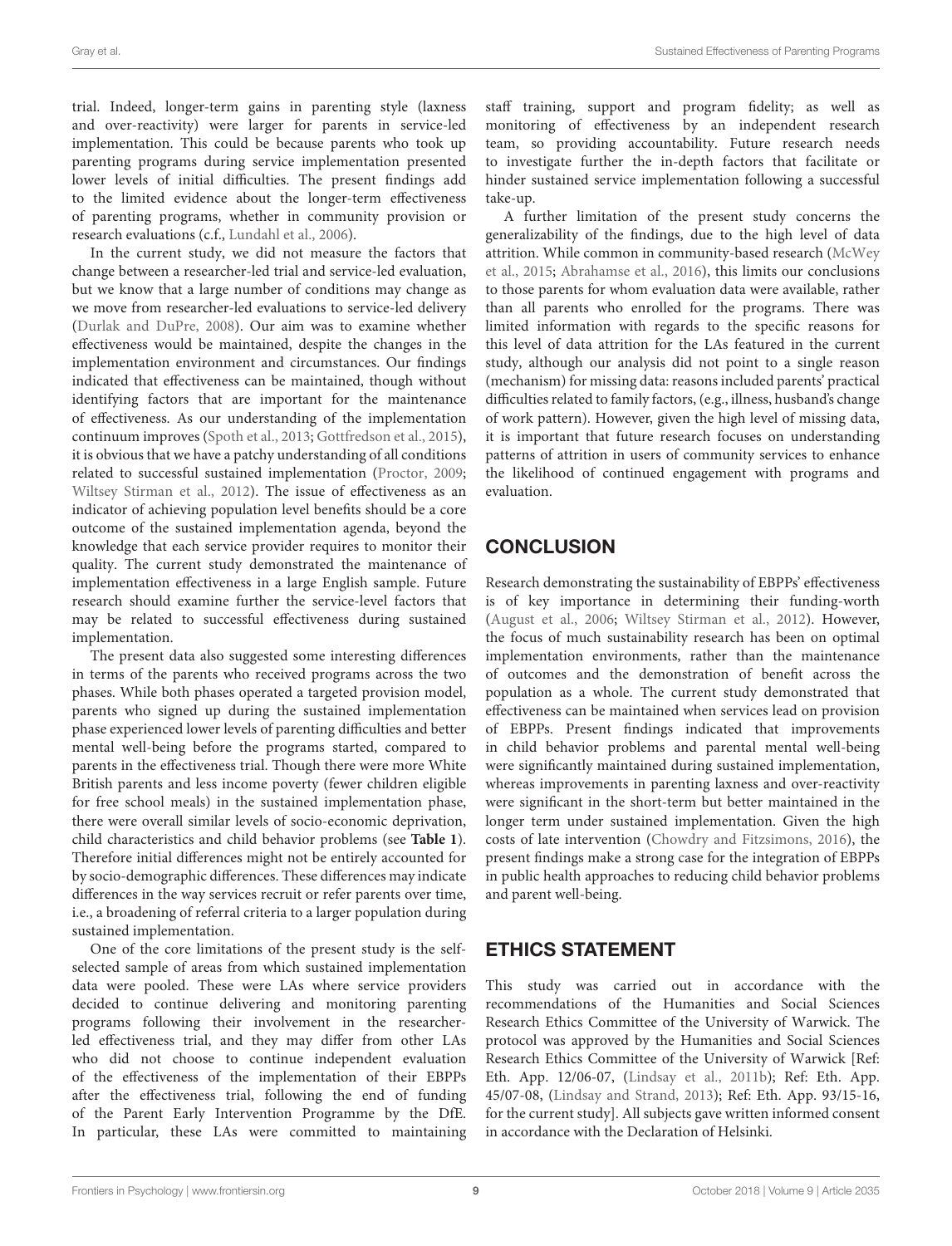trial. Indeed, longer-term gains in parenting style (laxness and over-reactivity) were larger for parents in service-led implementation. This could be because parents who took up parenting programs during service implementation presented lower levels of initial difficulties. The present findings add to the limited evidence about the longer-term effectiveness of parenting programs, whether in community provision or research evaluations (c.f., Lundahl et al., 2006).

In the current study, we did not measure the factors that change between a researcher-led trial and service-led evaluation, but we know that a large number of conditions may change as we move from researcher-led evaluations to service-led delivery (Durlak and DuPre, 2008). Our aim was to examine whether effectiveness would be maintained, despite the changes in the implementation environment and circumstances. Our findings indicated that effectiveness can be maintained, though without identifying factors that are important for the maintenance of effectiveness. As our understanding of the implementation continuum improves (Spoth et al., 2013; Gottfredson et al., 2015), it is obvious that we have a patchy understanding of all conditions related to successful sustained implementation (Proctor, 2009; Wiltsey Stirman et al., 2012). The issue of effectiveness as an indicator of achieving population level benefits should be a core outcome of the sustained implementation agenda, beyond the knowledge that each service provider requires to monitor their quality. The current study demonstrated the maintenance of implementation effectiveness in a large English sample. Future research should examine further the service-level factors that may be related to successful effectiveness during sustained implementation.

The present data also suggested some interesting differences in terms of the parents who received programs across the two phases. While both phases operated a targeted provision model, parents who signed up during the sustained implementation phase experienced lower levels of parenting difficulties and better mental well-being before the programs started, compared to parents in the effectiveness trial. Though there were more White British parents and less income poverty (fewer children eligible for free school meals) in the sustained implementation phase, there were overall similar levels of socio-economic deprivation, child characteristics and child behavior problems (see **Table 1**). Therefore initial differences might not be entirely accounted for by socio-demographic differences. These differences may indicate differences in the way services recruit or refer parents over time, i.e., a broadening of referral criteria to a larger population during sustained implementation.

One of the core limitations of the present study is the self-selected sample of areas from which sustained implementation data were pooled. These were LAs where service providers decided to continue delivering and monitoring parenting programs following their involvement in the researcher-led effectiveness trial, and they may differ from other LAs who did not choose to continue independent evaluation of the effectiveness of the implementation of their EBPPs after the effectiveness trial, following the end of funding of the Parent Early Intervention Programme by the DfE. In particular, these LAs were committed to maintaining staff training, support and program fidelity; as well as monitoring of effectiveness by an independent research team, so providing accountability. Future research needs to investigate further the in-depth factors that facilitate or hinder sustained service implementation following a successful take-up.

A further limitation of the present study concerns the generalizability of the findings, due to the high level of data attrition. While common in community-based research (McWey et al., 2015; Abrahamse et al., 2016), this limits our conclusions to those parents for whom evaluation data were available, rather than all parents who enrolled for the programs. There was limited information with regards to the specific reasons for this level of data attrition for the LAs featured in the current study, although our analysis did not point to a single reason (mechanism) for missing data: reasons included parents' practical difficulties related to family factors, (e.g., illness, husband's change of work pattern). However, given the high level of missing data, it is important that future research focuses on understanding patterns of attrition in users of community services to enhance the likelihood of continued engagement with programs and evaluation.

## CONCLUSION

Research demonstrating the sustainability of EBPPs' effectiveness is of key importance in determining their funding-worth (August et al., 2006; Wiltsey Stirman et al., 2012). However, the focus of much sustainability research has been on optimal implementation environments, rather than the maintenance of outcomes and the demonstration of benefit across the population as a whole. The current study demonstrated that effectiveness can be maintained when services lead on provision of EBPPs. Present findings indicated that improvements in child behavior problems and parental mental well-being were significantly maintained during sustained implementation, whereas improvements in parenting laxness and over-reactivity were significant in the short-term but better maintained in the longer term under sustained implementation. Given the high costs of late intervention (Chowdry and Fitzsimons, 2016), the present findings make a strong case for the integration of EBPPs in public health approaches to reducing child behavior problems and parent well-being.

## ETHICS STATEMENT

This study was carried out in accordance with the recommendations of the Humanities and Social Sciences Research Ethics Committee of the University of Warwick. The protocol was approved by the Humanities and Social Sciences Research Ethics Committee of the University of Warwick [Ref: Eth. App. 12/06-07, (Lindsay et al., 2011b); Ref: Eth. App. 45/07-08, (Lindsay and Strand, 2013); Ref: Eth. App. 93/15-16, for the current study]. All subjects gave written informed consent in accordance with the Declaration of Helsinki.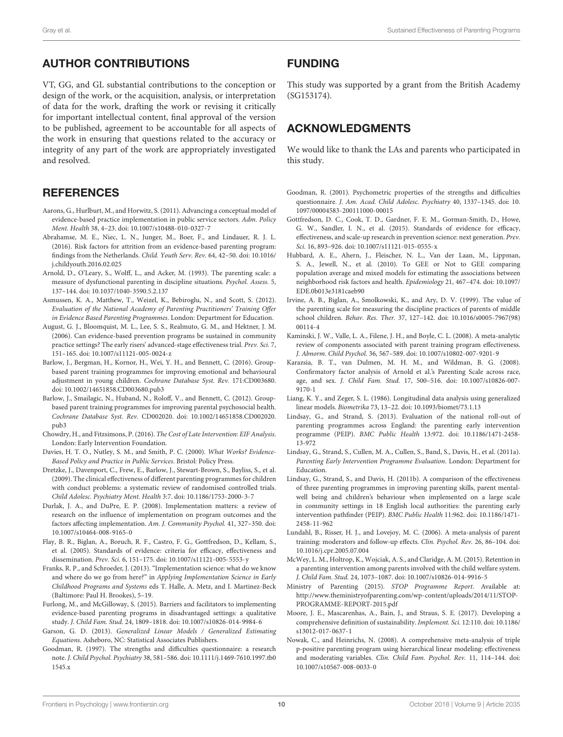## AUTHOR CONTRIBUTIONS

VT, GG, and GL substantial contributions to the conception or design of the work, or the acquisition, analysis, or interpretation of data for the work, drafting the work or revising it critically for important intellectual content, final approval of the version to be published, agreement to be accountable for all aspects of the work in ensuring that questions related to the accuracy or integrity of any part of the work are appropriately investigated and resolved.

## FUNDING

This study was supported by a grant from the British Academy (SG153174).

## ACKNOWLEDGMENTS

We would like to thank the LAs and parents who participated in this study.

## REFERENCES

Aarons, G., Hurlburt, M., and Horwitz, S. (2011). Advancing a conceptual model of evidence-based practice implementation in public service sectors. *Adm. Policy Ment. Health* 38, 4–23. doi: 10.1007/s10488-010-0327-7

Abrahamse, M. E., Niec, L. N., Junger, M., Boer, F., and Lindauer, R. J. L. (2016). Risk factors for attrition from an evidence-based parenting program: findings from the Netherlands. *Child. Youth Serv. Rev.* 64, 42–50. doi: 10.1016/j.childyouth.2016.02.025

Arnold, D., O'Leary, S., Wolff, L., and Acker, M. (1993). The parenting scale: a measure of dysfunctional parenting in discipline situations. *Psychol. Assess.* 5, 137–144. doi: 10.1037/1040-3590.5.2.137

Asmussen, K. A., Matthew, T., Weizel, K., Bebiroglu, N., and Scott, S. (2012). *Evaluation of the National Academy of Parenting Practitioners' Training Offer in Evidence Based Parenting Programmes*. London: Department for Education.

August, G. J., Bloomquist, M. L., Lee, S. S., Realmuto, G. M., and Hektner, J. M. (2006). Can evidence-based prevention programs be sustained in community practice settings? The early risers' advanced-stage effectiveness trial. *Prev. Sci.* 7, 151–165. doi: 10.1007/s11121-005-0024-z

Barlow, J., Bergman, H., Kornor, H., Wei, Y. H., and Bennett, C. (2016). Group-based parent training programmes for improving emotional and behavioural adjustment in young children. *Cochrane Database Syst. Rev.* 171:CD003680. doi: 10.1002/14651858.CD003680.pub3

Barlow, J., Smailagic, N., Huband, N., Roloff, V., and Bennett, C. (2012). Group-based parent training programmes for improving parental psychosocial health. *Cochrane Database Syst. Rev.* CD002020. doi: 10.1002/14651858.CD002020.pub3

Chowdry, H., and Fitzsimons, P. (2016). *The Cost of Late Intervention: EIF Analysis*. London: Early Intervention Foundation.

Davies, H. T. O., Nutley, S. M., and Smith, P. C. (2000). *What Works? Evidence-Based Policy and Practice in Public Services*. Bristol: Policy Press.

Dretzke, J., Davenport, C., Frew, E., Barlow, J., Stewart-Brown, S., Bayliss, S., et al. (2009). The clinical effectiveness of different parenting programmes for children with conduct problems: a systematic review of randomised controlled trials. *Child Adolesc. Psychiatry Ment. Health* 3:7. doi: 10.1186/1753-2000-3-7

Durlak, J. A., and DuPre, E. P. (2008). Implementation matters: a review of research on the influence of implementation on program outcomes and the factors affecting implementation. *Am. J. Community Psychol.* 41, 327–350. doi: 10.1007/s10464-008-9165-0

Flay, B. R., Biglan, A., Boruch, R. F., Castro, F. G., Gottfredson, D., Kellam, S., et al. (2005). Standards of evidence: criteria for efficacy, effectiveness and dissemination. *Prev. Sci.* 6, 151–175. doi: 10.1007/s11121-005-5553-y

Franks, R. P., and Schroeder, J. (2013). "Implementation science: what do we know and where do we go from here?" in *Applying Implementation Science in Early Childhood Programs and Systems* eds T. Halle, A. Metz, and I. Martinez-Beck (Baltimore: Paul H. Brookes), 5–19.

Furlong, M., and McGilloway, S. (2015). Barriers and facilitators to implementing evidence-based parenting programs in disadvantaged settings: a qualitative study. *J. Child Fam. Stud.* 24, 1809–1818. doi: 10.1007/s10826-014-9984-6

Garson, G. D. (2013). *Generalized Linear Models / Generalized Estimating Equations*. Asheboro, NC: Statistical Associates Publishers.

Goodman, R. (1997). The strengths and difficulties questionnaire: a research note. *J. Child Psychol. Psychiatry* 38, 581–586. doi: 10.1111/j.1469-7610.1997.tb01545.x

Goodman, R. (2001). Psychometric properties of the strengths and difficulties questionnaire. *J. Am. Acad. Child Adolesc. Psychiatry* 40, 1337–1345. doi: 10.1097/00004583-200111000-00015

Gottfredson, D. C., Cook, T. D., Gardner, F. E. M., Gorman-Smith, D., Howe, G. W., Sandler, I. N., et al. (2015). Standards of evidence for efficacy, effectiveness, and scale-up research in prevention science: next generation. *Prev. Sci.* 16, 893–926. doi: 10.1007/s11121-015-0555-x

Hubbard, A. E., Ahern, J., Fleischer, N. L., Van der Laan, M., Lippman, S. A., Jewell, N., et al. (2010). To GEE or Not to GEE comparing population average and mixed models for estimating the associations between neighborhood risk factors and health. *Epidemiology* 21, 467–474. doi: 10.1097/EDE.0b013e3181caeb90

Irvine, A. B., Biglan, A., Smolkowski, K., and Ary, D. V. (1999). The value of the parenting scale for measuring the discipline practices of parents of middle school children. *Behav. Res. Ther.* 37, 127–142. doi: 10.1016/s0005-7967(98)00114-4

Kaminski, J. W., Valle, L. A., Filene, J. H., and Boyle, C. L. (2008). A meta-analytic review of components associated with parent training program effectiveness. *J. Abnorm. Child Psychol.* 36, 567–589. doi: 10.1007/s10802-007-9201-9

Karazsia, B. T., van Dulmen, M. H. M., and Wildman, B. G. (2008). Confirmatory factor analysis of Arnold et al.'s Parenting Scale across race, age, and sex. *J. Child Fam. Stud.* 17, 500–516. doi: 10.1007/s10826-007-9170-1

Liang, K. Y., and Zeger, S. L. (1986). Longitudinal data analysis using generalized linear models. *Biometrika* 73, 13–22. doi: 10.1093/biomet/73.1.13

Lindsay, G., and Strand, S. (2013). Evaluation of the national roll-out of parenting programmes across England: the parenting early intervention programme (PEIP). *BMC Public Health* 13:972. doi: 10.1186/1471-2458-13-972

Lindsay, G., Strand, S., Cullen, M. A., Cullen, S., Band, S., Davis, H., et al. (2011a). *Parenting Early Intervention Programme Evaluation*. London: Department for Education.

Lindsay, G., Strand, S., and Davis, H. (2011b). A comparison of the effectiveness of three parenting programmes in improving parenting skills, parent mental-well being and children's behaviour when implemented on a large scale in community settings in 18 English local authorities: the parenting early intervention pathfinder (PEIP). *BMC Public Health* 11:962. doi: 10.1186/1471-2458-11-962

Lundahl, B., Risser, H. J., and Lovejoy, M. C. (2006). A meta-analysis of parent training: moderators and follow-up effects. *Clin. Psychol. Rev.* 26, 86–104. doi: 10.1016/j.cpr.2005.07.004

McWey, L. M., Holtrop, K., Wojciak, A. S., and Claridge, A. M. (2015). Retention in a parenting intervention among parents involved with the child welfare system. *J. Child Fam. Stud.* 24, 1073–1087. doi: 10.1007/s10826-014-9916-5

Ministry of Parenting (2015). *STOP Programme Report*. Available at: http://www.theministryofparenting.com/wp-content/uploads/2014/11/STOP-PROGRAMME-REPORT-2015.pdf

Moore, J. E., Mascarenhas, A., Bain, J., and Straus, S. E. (2017). Developing a comprehensive definition of sustainability. *Implement. Sci.* 12:110. doi: 10.1186/s13012-017-0637-1

Nowak, C., and Heinrichs, N. (2008). A comprehensive meta-analysis of triple p-positive parenting program using hierarchical linear modeling: effectiveness and moderating variables. *Clin. Child Fam. Psychol. Rev.* 11, 114–144. doi: 10.1007/s10567-008-0033-0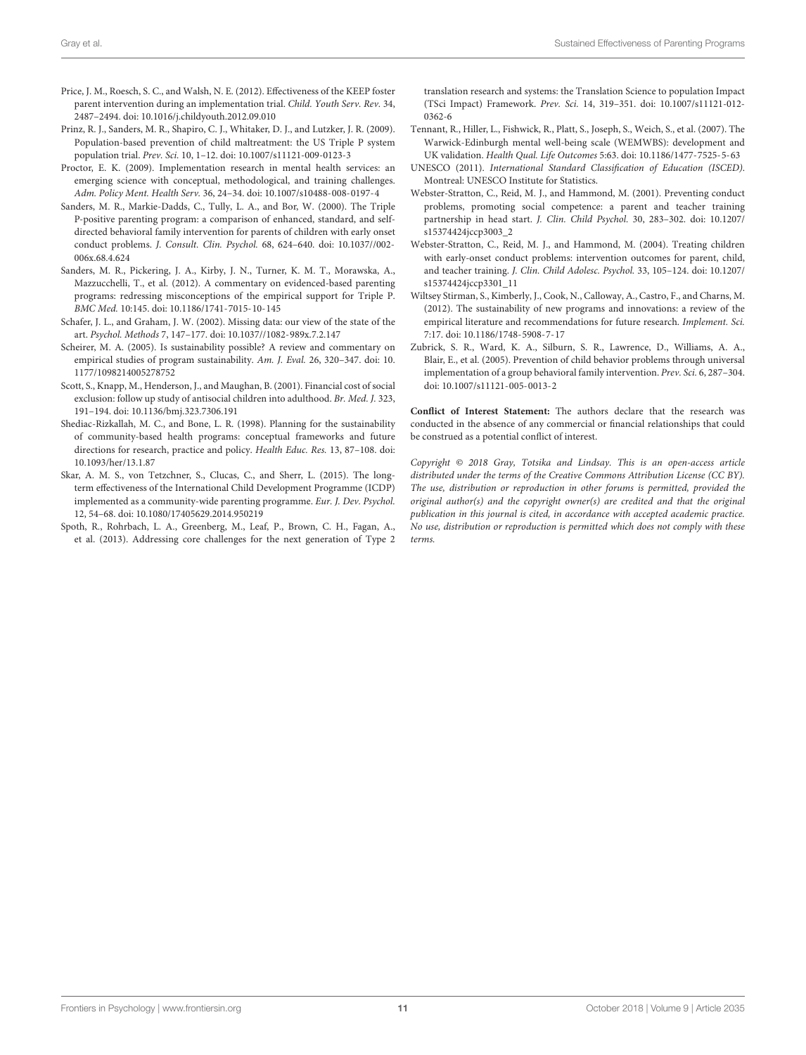Price, J. M., Roesch, S. C., and Walsh, N. E. (2012). Effectiveness of the KEEP foster parent intervention during an implementation trial. *Child. Youth Serv. Rev.* 34, 2487–2494. doi: 10.1016/j.childyouth.2012.09.010

Prinz, R. J., Sanders, M. R., Shapiro, C. J., Whitaker, D. J., and Lutzker, J. R. (2009). Population-based prevention of child maltreatment: the US Triple P system population trial. *Prev. Sci.* 10, 1–12. doi: 10.1007/s11121-009-0123-3

Proctor, E. K. (2009). Implementation research in mental health services: an emerging science with conceptual, methodological, and training challenges. *Adm. Policy Ment. Health Serv.* 36, 24–34. doi: 10.1007/s10488-008-0197-4

Sanders, M. R., Markie-Dadds, C., Tully, L. A., and Bor, W. (2000). The Triple P-positive parenting program: a comparison of enhanced, standard, and self-directed behavioral family intervention for parents of children with early onset conduct problems. *J. Consult. Clin. Psychol.* 68, 624–640. doi: 10.1037//002-006x.68.4.624

Sanders, M. R., Pickering, J. A., Kirby, J. N., Turner, K. M. T., Morawska, A., Mazzucchelli, T., et al. (2012). A commentary on evidenced-based parenting programs: redressing misconceptions of the empirical support for Triple P. *BMC Med.* 10:145. doi: 10.1186/1741-7015-10-145

Schafer, J. L., and Graham, J. W. (2002). Missing data: our view of the state of the art. *Psychol. Methods* 7, 147–177. doi: 10.1037//1082-989x.7.2.147

Scheirer, M. A. (2005). Is sustainability possible? A review and commentary on empirical studies of program sustainability. *Am. J. Eval.* 26, 320–347. doi: 10.1177/1098214005278752

Scott, S., Knapp, M., Henderson, J., and Maughan, B. (2001). Financial cost of social exclusion: follow up study of antisocial children into adulthood. *Br. Med. J.* 323, 191–194. doi: 10.1136/bmj.323.7306.191

Shediac-Rizkallah, M. C., and Bone, L. R. (1998). Planning for the sustainability of community-based health programs: conceptual frameworks and future directions for research, practice and policy. *Health Educ. Res.* 13, 87–108. doi: 10.1093/her/13.1.87

Skar, A. M. S., von Tetzchner, S., Clucas, C., and Sherr, L. (2015). The long-term effectiveness of the International Child Development Programme (ICDP) implemented as a community-wide parenting programme. *Eur. J. Dev. Psychol.* 12, 54–68. doi: 10.1080/17405629.2014.950219

Spoth, R., Rohrbach, L. A., Greenberg, M., Leaf, P., Brown, C. H., Fagan, A., et al. (2013). Addressing core challenges for the next generation of Type 2 translation research and systems: the Translation Science to population Impact (TSci Impact) Framework. *Prev. Sci.* 14, 319–351. doi: 10.1007/s11121-012-0362-6

Tennant, R., Hiller, L., Fishwick, R., Platt, S., Joseph, S., Weich, S., et al. (2007). The Warwick-Edinburgh mental well-being scale (WEMWBS): development and UK validation. *Health Qual. Life Outcomes* 5:63. doi: 10.1186/1477-7525-5-63

UNESCO (2011). *International Standard Classification of Education (ISCED)*. Montreal: UNESCO Institute for Statistics.

Webster-Stratton, C., Reid, M. J., and Hammond, M. (2001). Preventing conduct problems, promoting social competence: a parent and teacher training partnership in head start. *J. Clin. Child Psychol.* 30, 283–302. doi: 10.1207/s15374424jccp3003_2

Webster-Stratton, C., Reid, M. J., and Hammond, M. (2004). Treating children with early-onset conduct problems: intervention outcomes for parent, child, and teacher training. *J. Clin. Child Adolesc. Psychol.* 33, 105–124. doi: 10.1207/s15374424jccp3301_11

Wiltsey Stirman, S., Kimberly, J., Cook, N., Calloway, A., Castro, F., and Charns, M. (2012). The sustainability of new programs and innovations: a review of the empirical literature and recommendations for future research. *Implement. Sci.* 7:17. doi: 10.1186/1748-5908-7-17

Zubrick, S. R., Ward, K. A., Silburn, S. R., Lawrence, D., Williams, A. A., Blair, E., et al. (2005). Prevention of child behavior problems through universal implementation of a group behavioral family intervention. *Prev. Sci.* 6, 287–304. doi: 10.1007/s11121-005-0013-2

**Conflict of Interest Statement:** The authors declare that the research was conducted in the absence of any commercial or financial relationships that could be construed as a potential conflict of interest.

*Copyright © 2018 Gray, Totsika and Lindsay. This is an open-access article distributed under the terms of the Creative Commons Attribution License (CC BY). The use, distribution or reproduction in other forums is permitted, provided the original author(s) and the copyright owner(s) are credited and that the original publication in this journal is cited, in accordance with accepted academic practice. No use, distribution or reproduction is permitted which does not comply with these terms.*